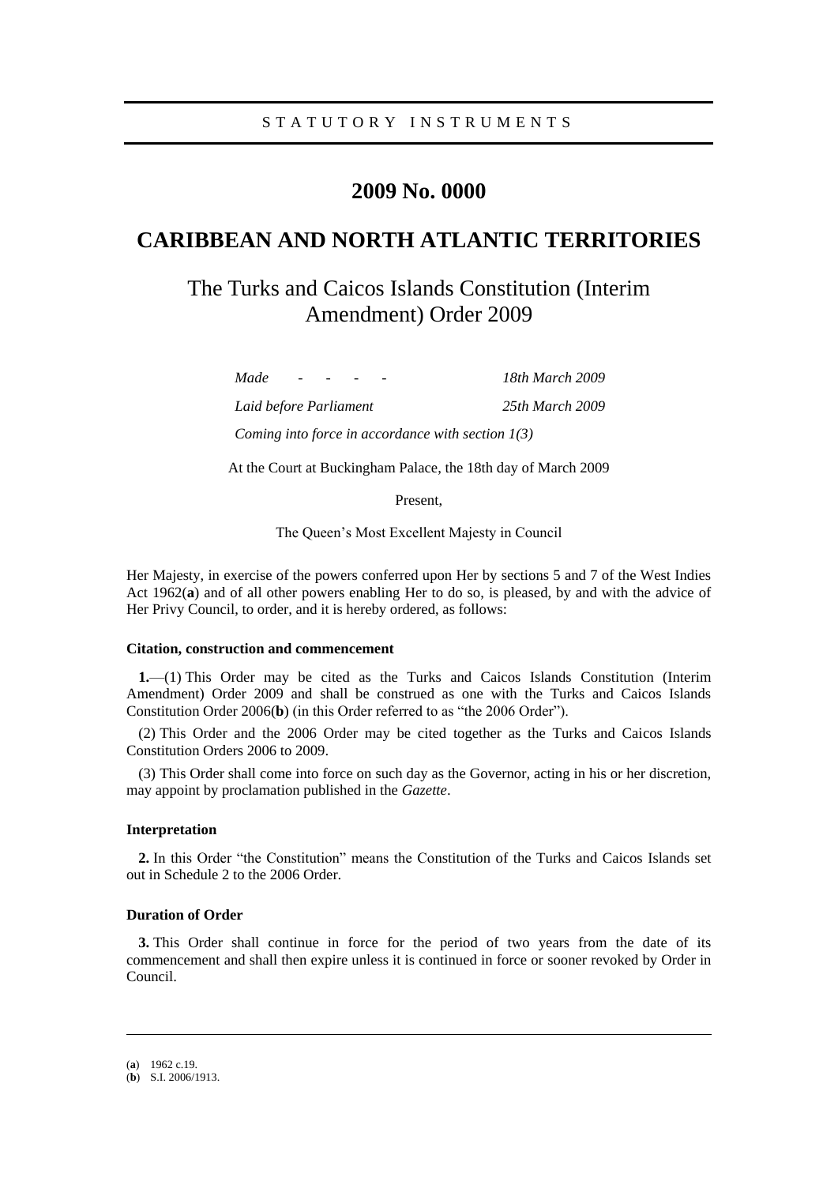STATUTORY INSTRUMENTS

# 2009 No. 0000

# CARIBBEAN AND NORTH ATLANTIC TERRITORIES

## The Turks and Caicos Islands Constitution (Interim Amendment) Order 2009

| | |
|---|---|
| *Made - - - -* | *18th March 2009* |
| *Laid before Parliament* | *25th March 2009* |
| *Coming into force in accordance with section 1(3)* | |

At the Court at Buckingham Palace, the 18th day of March 2009

Present,

The Queen's Most Excellent Majesty in Council

Her Majesty, in exercise of the powers conferred upon Her by sections 5 and 7 of the West Indies Act 1962(**a**) and of all other powers enabling Her to do so, is pleased, by and with the advice of Her Privy Council, to order, and it is hereby ordered, as follows:

#### Citation, construction and commencement

**1.**—(1) This Order may be cited as the Turks and Caicos Islands Constitution (Interim Amendment) Order 2009 and shall be construed as one with the Turks and Caicos Islands Constitution Order 2006(**b**) (in this Order referred to as "the 2006 Order").

(2) This Order and the 2006 Order may be cited together as the Turks and Caicos Islands Constitution Orders 2006 to 2009.

(3) This Order shall come into force on such day as the Governor, acting in his or her discretion, may appoint by proclamation published in the *Gazette*.

#### Interpretation

**2.** In this Order "the Constitution" means the Constitution of the Turks and Caicos Islands set out in Schedule 2 to the 2006 Order.

#### Duration of Order

**3.** This Order shall continue in force for the period of two years from the date of its commencement and shall then expire unless it is continued in force or sooner revoked by Order in Council.

---

(**a**) 1962 c.19.
(**b**) S.I. 2006/1913.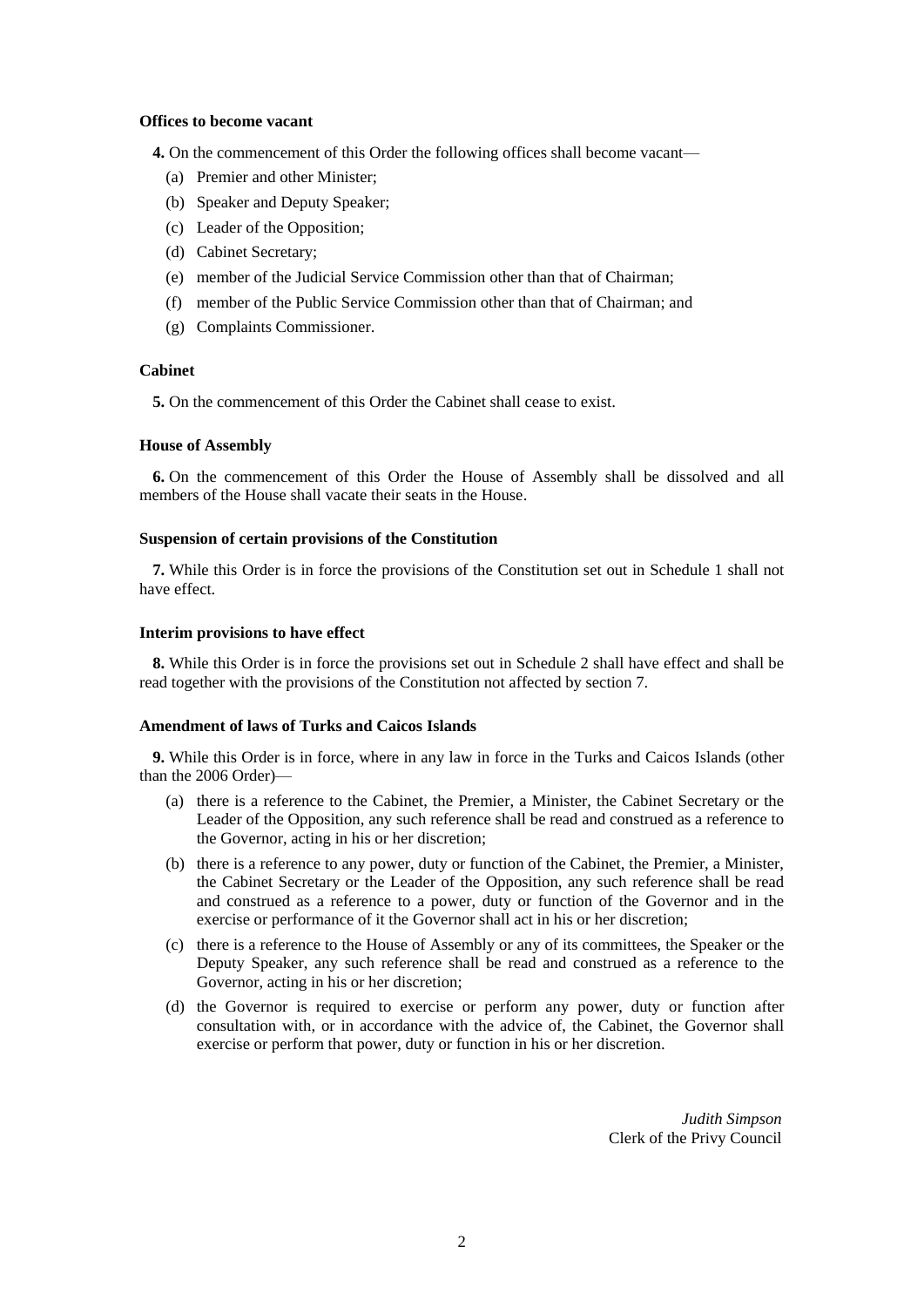**Offices to become vacant**

**4.** On the commencement of this Order the following offices shall become vacant—

(a) Premier and other Minister;

(b) Speaker and Deputy Speaker;

(c) Leader of the Opposition;

(d) Cabinet Secretary;

(e) member of the Judicial Service Commission other than that of Chairman;

(f) member of the Public Service Commission other than that of Chairman; and

(g) Complaints Commissioner.

**Cabinet**

**5.** On the commencement of this Order the Cabinet shall cease to exist.

**House of Assembly**

**6.** On the commencement of this Order the House of Assembly shall be dissolved and all members of the House shall vacate their seats in the House.

**Suspension of certain provisions of the Constitution**

**7.** While this Order is in force the provisions of the Constitution set out in Schedule 1 shall not have effect.

**Interim provisions to have effect**

**8.** While this Order is in force the provisions set out in Schedule 2 shall have effect and shall be read together with the provisions of the Constitution not affected by section 7.

**Amendment of laws of Turks and Caicos Islands**

**9.** While this Order is in force, where in any law in force in the Turks and Caicos Islands (other than the 2006 Order)—

(a) there is a reference to the Cabinet, the Premier, a Minister, the Cabinet Secretary or the Leader of the Opposition, any such reference shall be read and construed as a reference to the Governor, acting in his or her discretion;

(b) there is a reference to any power, duty or function of the Cabinet, the Premier, a Minister, the Cabinet Secretary or the Leader of the Opposition, any such reference shall be read and construed as a reference to a power, duty or function of the Governor and in the exercise or performance of it the Governor shall act in his or her discretion;

(c) there is a reference to the House of Assembly or any of its committees, the Speaker or the Deputy Speaker, any such reference shall be read and construed as a reference to the Governor, acting in his or her discretion;

(d) the Governor is required to exercise or perform any power, duty or function after consultation with, or in accordance with the advice of, the Cabinet, the Governor shall exercise or perform that power, duty or function in his or her discretion.

*Judith Simpson*
Clerk of the Privy Council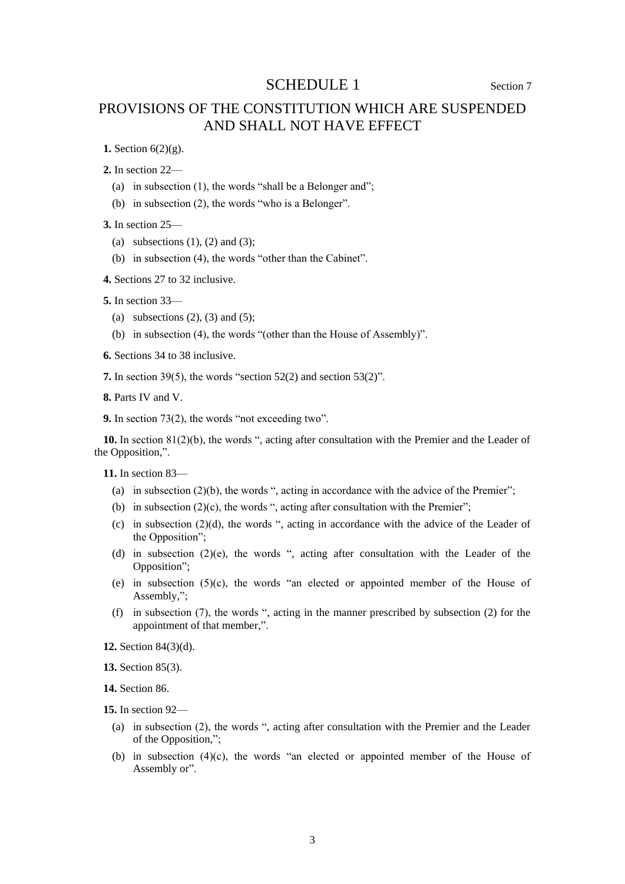# SCHEDULE 1

Section 7

## PROVISIONS OF THE CONSTITUTION WHICH ARE SUSPENDED AND SHALL NOT HAVE EFFECT

**1.** Section 6(2)(g).

**2.** In section 22—

(a) in subsection (1), the words "shall be a Belonger and";

(b) in subsection (2), the words "who is a Belonger".

**3.** In section 25—

(a) subsections (1), (2) and (3);

(b) in subsection (4), the words "other than the Cabinet".

**4.** Sections 27 to 32 inclusive.

**5.** In section 33—

(a) subsections (2), (3) and (5);

(b) in subsection (4), the words "(other than the House of Assembly)".

**6.** Sections 34 to 38 inclusive.

**7.** In section 39(5), the words "section 52(2) and section 53(2)".

**8.** Parts IV and V.

**9.** In section 73(2), the words "not exceeding two".

**10.** In section 81(2)(b), the words ", acting after consultation with the Premier and the Leader of the Opposition,".

**11.** In section 83—

(a) in subsection (2)(b), the words ", acting in accordance with the advice of the Premier";

(b) in subsection (2)(c), the words ", acting after consultation with the Premier";

(c) in subsection (2)(d), the words ", acting in accordance with the advice of the Leader of the Opposition";

(d) in subsection (2)(e), the words ", acting after consultation with the Leader of the Opposition";

(e) in subsection (5)(c), the words "an elected or appointed member of the House of Assembly,";

(f) in subsection (7), the words ", acting in the manner prescribed by subsection (2) for the appointment of that member,".

**12.** Section 84(3)(d).

**13.** Section 85(3).

**14.** Section 86.

**15.** In section 92—

(a) in subsection (2), the words ", acting after consultation with the Premier and the Leader of the Opposition,";

(b) in subsection (4)(c), the words "an elected or appointed member of the House of Assembly or".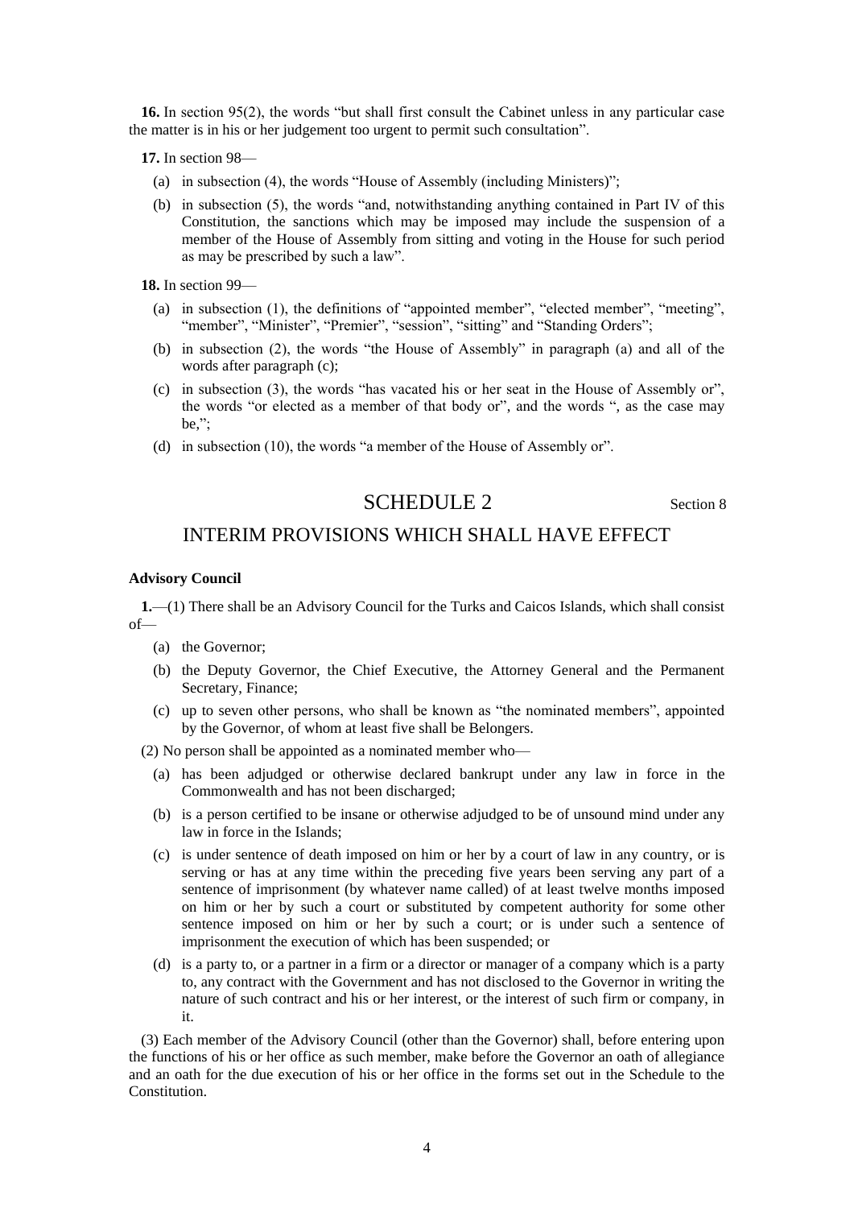**16.** In section 95(2), the words "but shall first consult the Cabinet unless in any particular case the matter is in his or her judgement too urgent to permit such consultation".

**17.** In section 98—

(a) in subsection (4), the words "House of Assembly (including Ministers)";

(b) in subsection (5), the words "and, notwithstanding anything contained in Part IV of this Constitution, the sanctions which may be imposed may include the suspension of a member of the House of Assembly from sitting and voting in the House for such period as may be prescribed by such a law".

**18.** In section 99—

(a) in subsection (1), the definitions of "appointed member", "elected member", "meeting", "member", "Minister", "Premier", "session", "sitting" and "Standing Orders";

(b) in subsection (2), the words "the House of Assembly" in paragraph (a) and all of the words after paragraph (c);

(c) in subsection (3), the words "has vacated his or her seat in the House of Assembly or", the words "or elected as a member of that body or", and the words ", as the case may be,";

(d) in subsection (10), the words "a member of the House of Assembly or".

## SCHEDULE 2

Section 8

## INTERIM PROVISIONS WHICH SHALL HAVE EFFECT

**Advisory Council**

**1.**—(1) There shall be an Advisory Council for the Turks and Caicos Islands, which shall consist of—

(a) the Governor;

(b) the Deputy Governor, the Chief Executive, the Attorney General and the Permanent Secretary, Finance;

(c) up to seven other persons, who shall be known as "the nominated members", appointed by the Governor, of whom at least five shall be Belongers.

(2) No person shall be appointed as a nominated member who—

(a) has been adjudged or otherwise declared bankrupt under any law in force in the Commonwealth and has not been discharged;

(b) is a person certified to be insane or otherwise adjudged to be of unsound mind under any law in force in the Islands;

(c) is under sentence of death imposed on him or her by a court of law in any country, or is serving or has at any time within the preceding five years been serving any part of a sentence of imprisonment (by whatever name called) of at least twelve months imposed on him or her by such a court or substituted by competent authority for some other sentence imposed on him or her by such a court; or is under such a sentence of imprisonment the execution of which has been suspended; or

(d) is a party to, or a partner in a firm or a director or manager of a company which is a party to, any contract with the Government and has not disclosed to the Governor in writing the nature of such contract and his or her interest, or the interest of such firm or company, in it.

(3) Each member of the Advisory Council (other than the Governor) shall, before entering upon the functions of his or her office as such member, make before the Governor an oath of allegiance and an oath for the due execution of his or her office in the forms set out in the Schedule to the Constitution.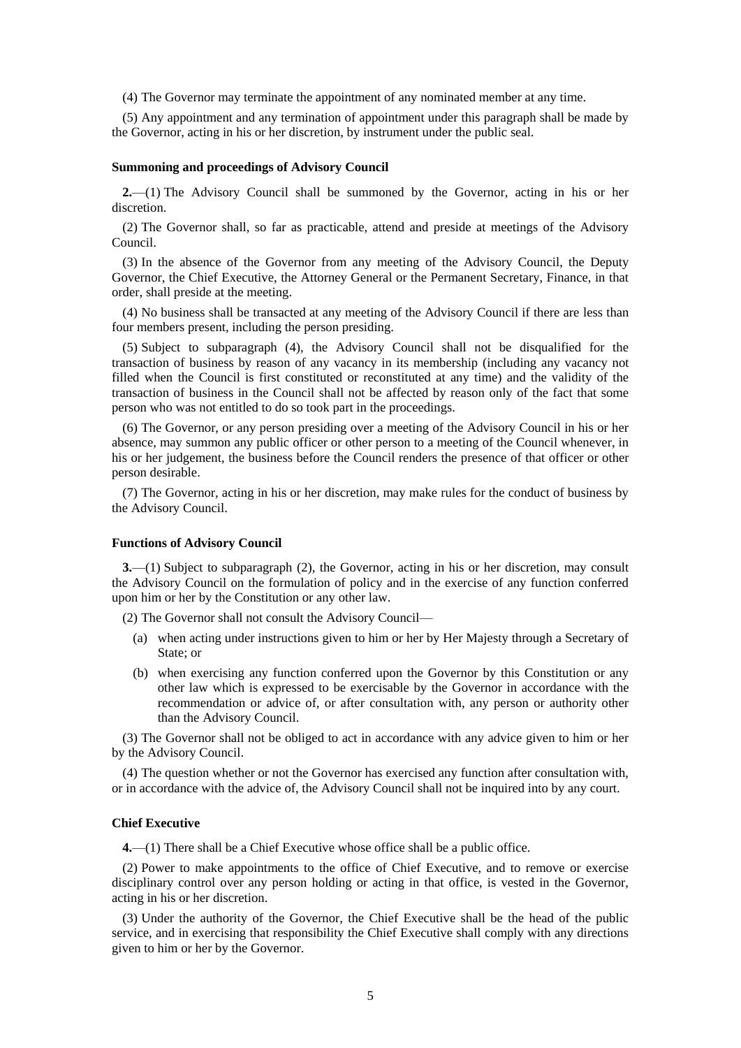(4) The Governor may terminate the appointment of any nominated member at any time.

(5) Any appointment and any termination of appointment under this paragraph shall be made by the Governor, acting in his or her discretion, by instrument under the public seal.

**Summoning and proceedings of Advisory Council**

**2.**—(1) The Advisory Council shall be summoned by the Governor, acting in his or her discretion.

(2) The Governor shall, so far as practicable, attend and preside at meetings of the Advisory Council.

(3) In the absence of the Governor from any meeting of the Advisory Council, the Deputy Governor, the Chief Executive, the Attorney General or the Permanent Secretary, Finance, in that order, shall preside at the meeting.

(4) No business shall be transacted at any meeting of the Advisory Council if there are less than four members present, including the person presiding.

(5) Subject to subparagraph (4), the Advisory Council shall not be disqualified for the transaction of business by reason of any vacancy in its membership (including any vacancy not filled when the Council is first constituted or reconstituted at any time) and the validity of the transaction of business in the Council shall not be affected by reason only of the fact that some person who was not entitled to do so took part in the proceedings.

(6) The Governor, or any person presiding over a meeting of the Advisory Council in his or her absence, may summon any public officer or other person to a meeting of the Council whenever, in his or her judgement, the business before the Council renders the presence of that officer or other person desirable.

(7) The Governor, acting in his or her discretion, may make rules for the conduct of business by the Advisory Council.

**Functions of Advisory Council**

**3.**—(1) Subject to subparagraph (2), the Governor, acting in his or her discretion, may consult the Advisory Council on the formulation of policy and in the exercise of any function conferred upon him or her by the Constitution or any other law.

(2) The Governor shall not consult the Advisory Council—

(a) when acting under instructions given to him or her by Her Majesty through a Secretary of State; or

(b) when exercising any function conferred upon the Governor by this Constitution or any other law which is expressed to be exercisable by the Governor in accordance with the recommendation or advice of, or after consultation with, any person or authority other than the Advisory Council.

(3) The Governor shall not be obliged to act in accordance with any advice given to him or her by the Advisory Council.

(4) The question whether or not the Governor has exercised any function after consultation with, or in accordance with the advice of, the Advisory Council shall not be inquired into by any court.

**Chief Executive**

**4.**—(1) There shall be a Chief Executive whose office shall be a public office.

(2) Power to make appointments to the office of Chief Executive, and to remove or exercise disciplinary control over any person holding or acting in that office, is vested in the Governor, acting in his or her discretion.

(3) Under the authority of the Governor, the Chief Executive shall be the head of the public service, and in exercising that responsibility the Chief Executive shall comply with any directions given to him or her by the Governor.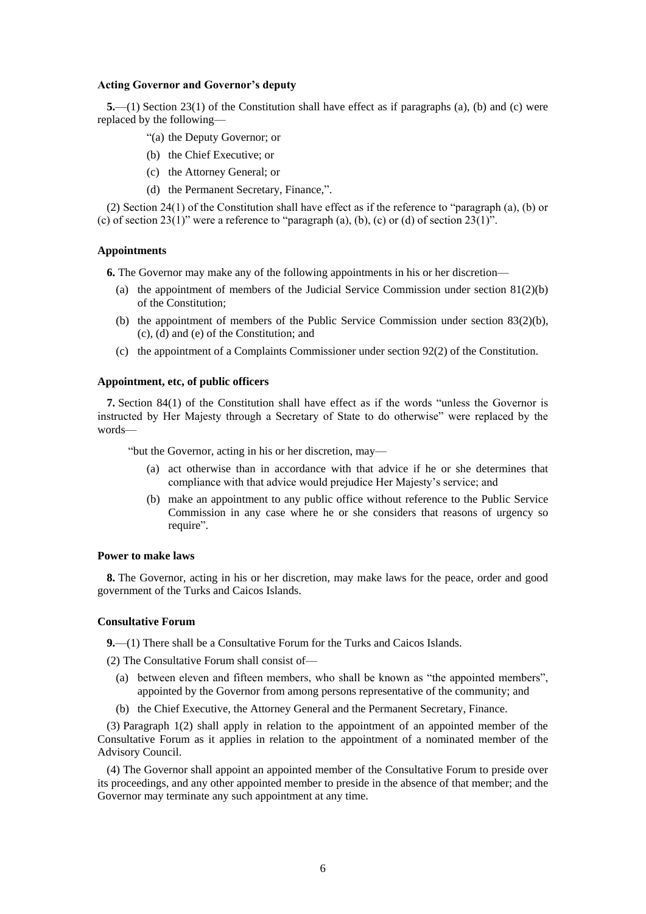**Acting Governor and Governor's deputy**

**5.**—(1) Section 23(1) of the Constitution shall have effect as if paragraphs (a), (b) and (c) were replaced by the following—

"(a) the Deputy Governor; or

(b) the Chief Executive; or

(c) the Attorney General; or

(d) the Permanent Secretary, Finance,".

(2) Section 24(1) of the Constitution shall have effect as if the reference to "paragraph (a), (b) or (c) of section 23(1)" were a reference to "paragraph (a), (b), (c) or (d) of section 23(1)".

**Appointments**

**6.** The Governor may make any of the following appointments in his or her discretion—

(a) the appointment of members of the Judicial Service Commission under section 81(2)(b) of the Constitution;

(b) the appointment of members of the Public Service Commission under section 83(2)(b), (c), (d) and (e) of the Constitution; and

(c) the appointment of a Complaints Commissioner under section 92(2) of the Constitution.

**Appointment, etc, of public officers**

**7.** Section 84(1) of the Constitution shall have effect as if the words "unless the Governor is instructed by Her Majesty through a Secretary of State to do otherwise" were replaced by the words—

"but the Governor, acting in his or her discretion, may—

(a) act otherwise than in accordance with that advice if he or she determines that compliance with that advice would prejudice Her Majesty's service; and

(b) make an appointment to any public office without reference to the Public Service Commission in any case where he or she considers that reasons of urgency so require".

**Power to make laws**

**8.** The Governor, acting in his or her discretion, may make laws for the peace, order and good government of the Turks and Caicos Islands.

**Consultative Forum**

**9.**—(1) There shall be a Consultative Forum for the Turks and Caicos Islands.

(2) The Consultative Forum shall consist of—

(a) between eleven and fifteen members, who shall be known as "the appointed members", appointed by the Governor from among persons representative of the community; and

(b) the Chief Executive, the Attorney General and the Permanent Secretary, Finance.

(3) Paragraph 1(2) shall apply in relation to the appointment of an appointed member of the Consultative Forum as it applies in relation to the appointment of a nominated member of the Advisory Council.

(4) The Governor shall appoint an appointed member of the Consultative Forum to preside over its proceedings, and any other appointed member to preside in the absence of that member; and the Governor may terminate any such appointment at any time.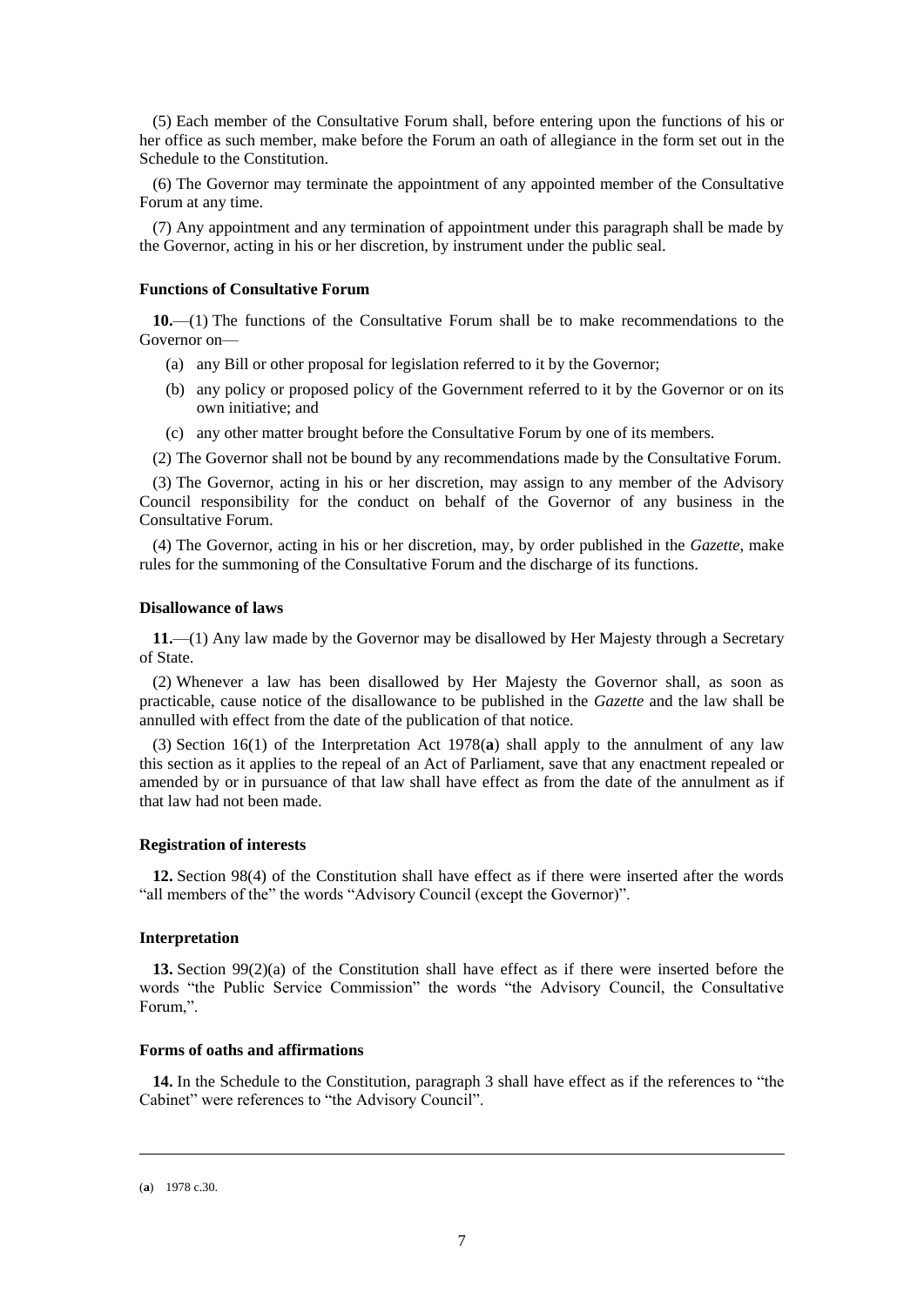(5) Each member of the Consultative Forum shall, before entering upon the functions of his or her office as such member, make before the Forum an oath of allegiance in the form set out in the Schedule to the Constitution.

(6) The Governor may terminate the appointment of any appointed member of the Consultative Forum at any time.

(7) Any appointment and any termination of appointment under this paragraph shall be made by the Governor, acting in his or her discretion, by instrument under the public seal.

**Functions of Consultative Forum**

**10.**—(1) The functions of the Consultative Forum shall be to make recommendations to the Governor on—

- (a) any Bill or other proposal for legislation referred to it by the Governor;
- (b) any policy or proposed policy of the Government referred to it by the Governor or on its own initiative; and
- (c) any other matter brought before the Consultative Forum by one of its members.

(2) The Governor shall not be bound by any recommendations made by the Consultative Forum.

(3) The Governor, acting in his or her discretion, may assign to any member of the Advisory Council responsibility for the conduct on behalf of the Governor of any business in the Consultative Forum.

(4) The Governor, acting in his or her discretion, may, by order published in the *Gazette*, make rules for the summoning of the Consultative Forum and the discharge of its functions.

**Disallowance of laws**

**11.**—(1) Any law made by the Governor may be disallowed by Her Majesty through a Secretary of State.

(2) Whenever a law has been disallowed by Her Majesty the Governor shall, as soon as practicable, cause notice of the disallowance to be published in the *Gazette* and the law shall be annulled with effect from the date of the publication of that notice.

(3) Section 16(1) of the Interpretation Act 1978(**a**) shall apply to the annulment of any law this section as it applies to the repeal of an Act of Parliament, save that any enactment repealed or amended by or in pursuance of that law shall have effect as from the date of the annulment as if that law had not been made.

**Registration of interests**

**12.** Section 98(4) of the Constitution shall have effect as if there were inserted after the words "all members of the" the words "Advisory Council (except the Governor)".

**Interpretation**

**13.** Section 99(2)(a) of the Constitution shall have effect as if there were inserted before the words "the Public Service Commission" the words "the Advisory Council, the Consultative Forum,".

**Forms of oaths and affirmations**

**14.** In the Schedule to the Constitution, paragraph 3 shall have effect as if the references to "the Cabinet" were references to "the Advisory Council".

---

(**a**) 1978 c.30.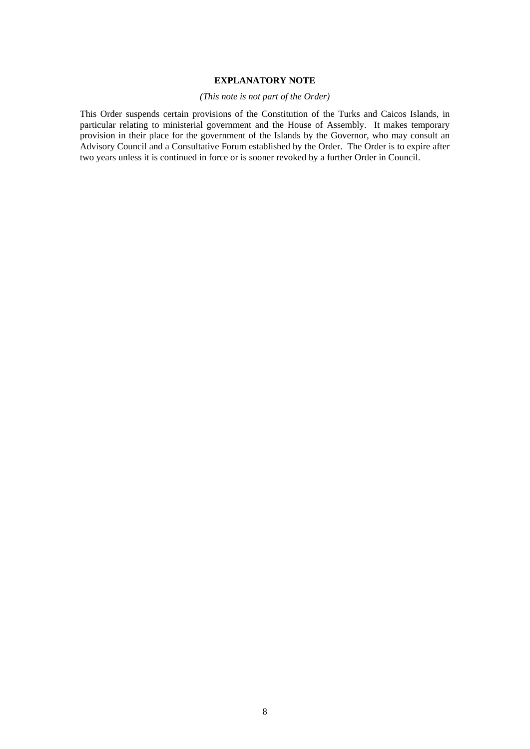## EXPLANATORY NOTE

*(This note is not part of the Order)*

This Order suspends certain provisions of the Constitution of the Turks and Caicos Islands, in particular relating to ministerial government and the House of Assembly. It makes temporary provision in their place for the government of the Islands by the Governor, who may consult an Advisory Council and a Consultative Forum established by the Order. The Order is to expire after two years unless it is continued in force or is sooner revoked by a further Order in Council.